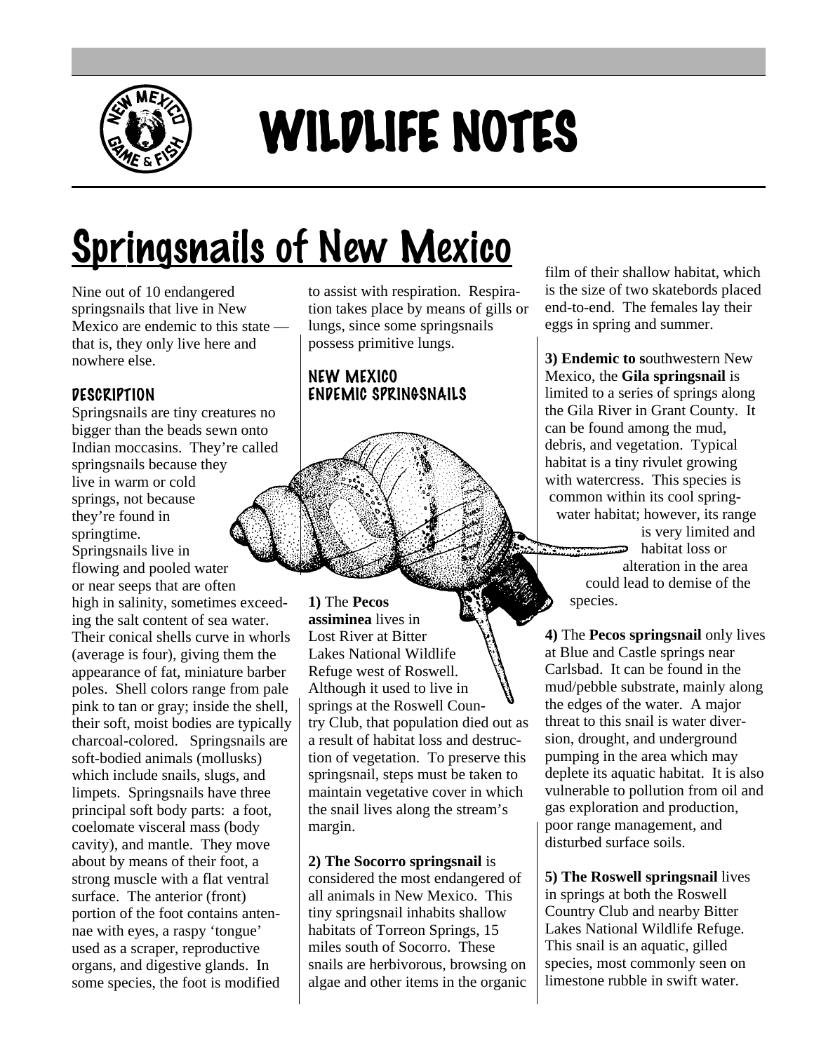# WILDLIFE NOTES

## Springsnails of New Mexico

Nine out of 10 endangered springsnails that live in New Mexico are endemic to this state — that is, they only live here and nowhere else.

### DESCRIPTION

Springsnails are tiny creatures no bigger than the beads sewn onto Indian moccasins. They're called springsnails because they live in warm or cold springs, not because they're found in springtime. Springsnails live in flowing and pooled water or near seeps that are often high in salinity, sometimes exceeding the salt content of sea water. Their conical shells curve in whorls (average is four), giving them the appearance of fat, miniature barber poles. Shell colors range from pale pink to tan or gray; inside the shell, their soft, moist bodies are typically charcoal-colored. Springsnails are soft-bodied animals (mollusks) which include snails, slugs, and limpets. Springsnails have three principal soft body parts: a foot, coelomate visceral mass (body cavity), and mantle. They move about by means of their foot, a strong muscle with a flat ventral surface. The anterior (front) portion of the foot contains antennae with eyes, a raspy 'tongue' used as a scraper, reproductive organs, and digestive glands. In some species, the foot is modified to assist with respiration. Respiration takes place by means of gills or lungs, since some springsnails possess primitive lungs.

### NEW MEXICO ENDEMIC SPRINGSNAILS

**1)** The **Pecos assiminea** lives in Lost River at Bitter Lakes National Wildlife Refuge west of Roswell. Although it used to live in springs at the Roswell Country Club, that population died out as a result of habitat loss and destruction of vegetation. To preserve this springsnail, steps must be taken to maintain vegetative cover in which the snail lives along the stream's margin.

**2) The Socorro springsnail** is considered the most endangered of all animals in New Mexico. This tiny springsnail inhabits shallow habitats of Torreon Springs, 15 miles south of Socorro. These snails are herbivorous, browsing on algae and other items in the organic film of their shallow habitat, which is the size of two skatebords placed end-to-end. The females lay their eggs in spring and summer.

**3) Endemic to s**outhwestern New Mexico, the **Gila springsnail** is limited to a series of springs along the Gila River in Grant County. It can be found among the mud, debris, and vegetation. Typical habitat is a tiny rivulet growing with watercress. This species is common within its cool spring-water habitat; however, its range is very limited and habitat loss or alteration in the area could lead to demise of the species.

**4)** The **Pecos springsnail** only lives at Blue and Castle springs near Carlsbad. It can be found in the mud/pebble substrate, mainly along the edges of the water. A major threat to this snail is water diversion, drought, and underground pumping in the area which may deplete its aquatic habitat. It is also vulnerable to pollution from oil and gas exploration and production, poor range management, and disturbed surface soils.

**5) The Roswell springsnail** lives in springs at both the Roswell Country Club and nearby Bitter Lakes National Wildlife Refuge. This snail is an aquatic, gilled species, most commonly seen on limestone rubble in swift water.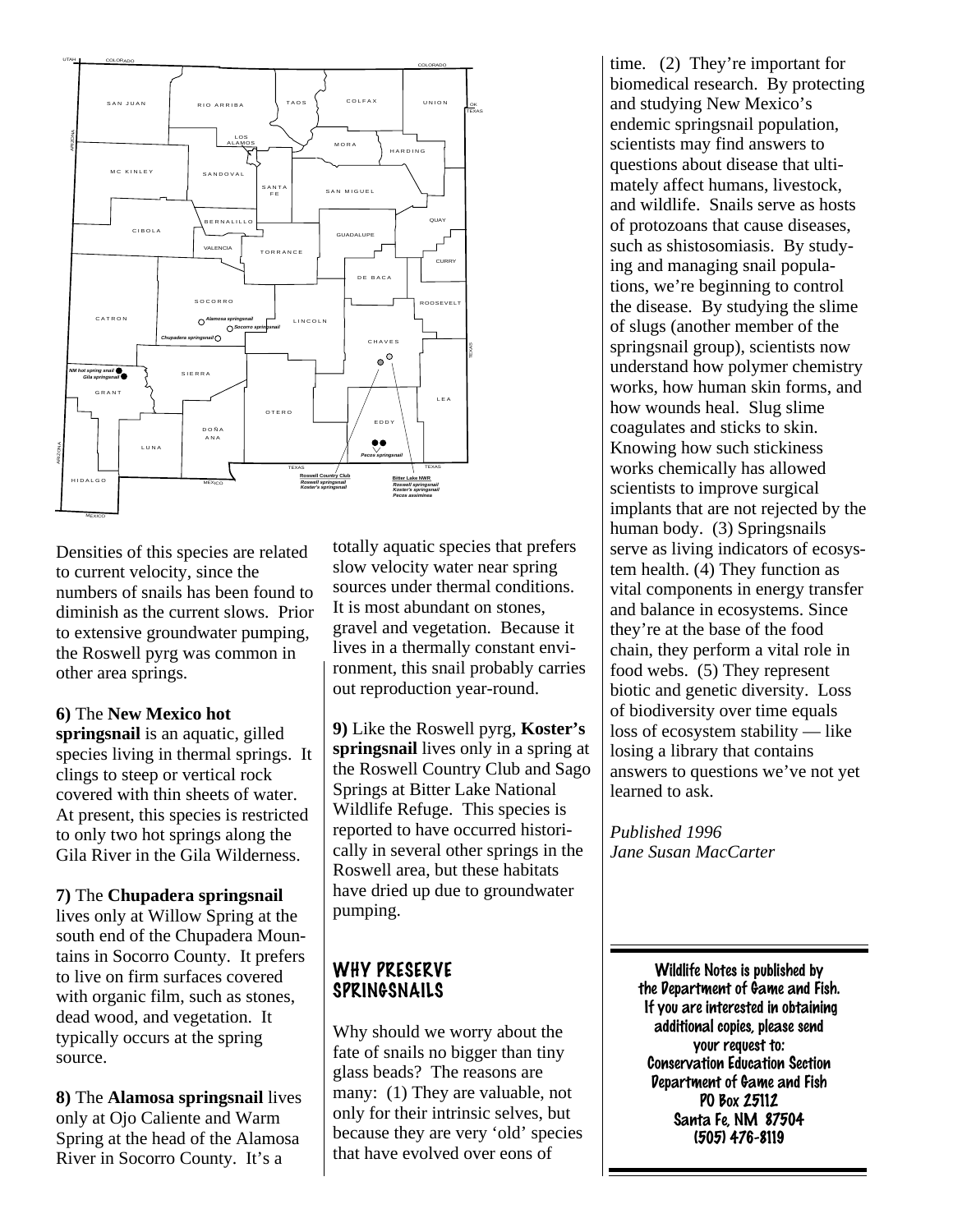Densities of this species are related to current velocity, since the numbers of snails has been found to diminish as the current slows. Prior to extensive groundwater pumping, the Roswell pyrg was common in other area springs.

**6)** The **New Mexico hot springsnail** is an aquatic, gilled species living in thermal springs. It clings to steep or vertical rock covered with thin sheets of water. At present, this species is restricted to only two hot springs along the Gila River in the Gila Wilderness.

**7)** The **Chupadera springsnail** lives only at Willow Spring at the south end of the Chupadera Mountains in Socorro County. It prefers to live on firm surfaces covered with organic film, such as stones, dead wood, and vegetation. It typically occurs at the spring source.

**8)** The **Alamosa springsnail** lives only at Ojo Caliente and Warm Spring at the head of the Alamosa River in Socorro County. It's a totally aquatic species that prefers slow velocity water near spring sources under thermal conditions. It is most abundant on stones, gravel and vegetation. Because it lives in a thermally constant environment, this snail probably carries out reproduction year-round.

**9)** Like the Roswell pyrg, **Koster's springsnail** lives only in a spring at the Roswell Country Club and Sago Springs at Bitter Lake National Wildlife Refuge. This species is reported to have occurred historically in several other springs in the Roswell area, but these habitats have dried up due to groundwater pumping.

## WHY PRESERVE SPRINGSNAILS

Why should we worry about the fate of snails no bigger than tiny glass beads? The reasons are many: (1) They are valuable, not only for their intrinsic selves, but because they are very 'old' species that have evolved over eons of time. (2) They're important for biomedical research. By protecting and studying New Mexico's endemic springsnail population, scientists may find answers to questions about disease that ultimately affect humans, livestock, and wildlife. Snails serve as hosts of protozoans that cause diseases, such as shistosomiasis. By studying and managing snail populations, we're beginning to control the disease. By studying the slime of slugs (another member of the springsnail group), scientists now understand how polymer chemistry works, how human skin forms, and how wounds heal. Slug slime coagulates and sticks to skin. Knowing how such stickiness works chemically has allowed scientists to improve surgical implants that are not rejected by the human body. (3) Springsnails serve as living indicators of ecosystem health. (4) They function as vital components in energy transfer and balance in ecosystems. Since they're at the base of the food chain, they perform a vital role in food webs. (5) They represent biotic and genetic diversity. Loss of biodiversity over time equals loss of ecosystem stability — like losing a library that contains answers to questions we've not yet learned to ask.

*Published 1996*
*Jane Susan MacCarter*

Wildlife Notes is published by the Department of Game and Fish. If you are interested in obtaining additional copies, please send your request to:
Conservation Education Section
Department of Game and Fish
PO Box 25112
Santa Fe, NM 87504
(505) 476-8119